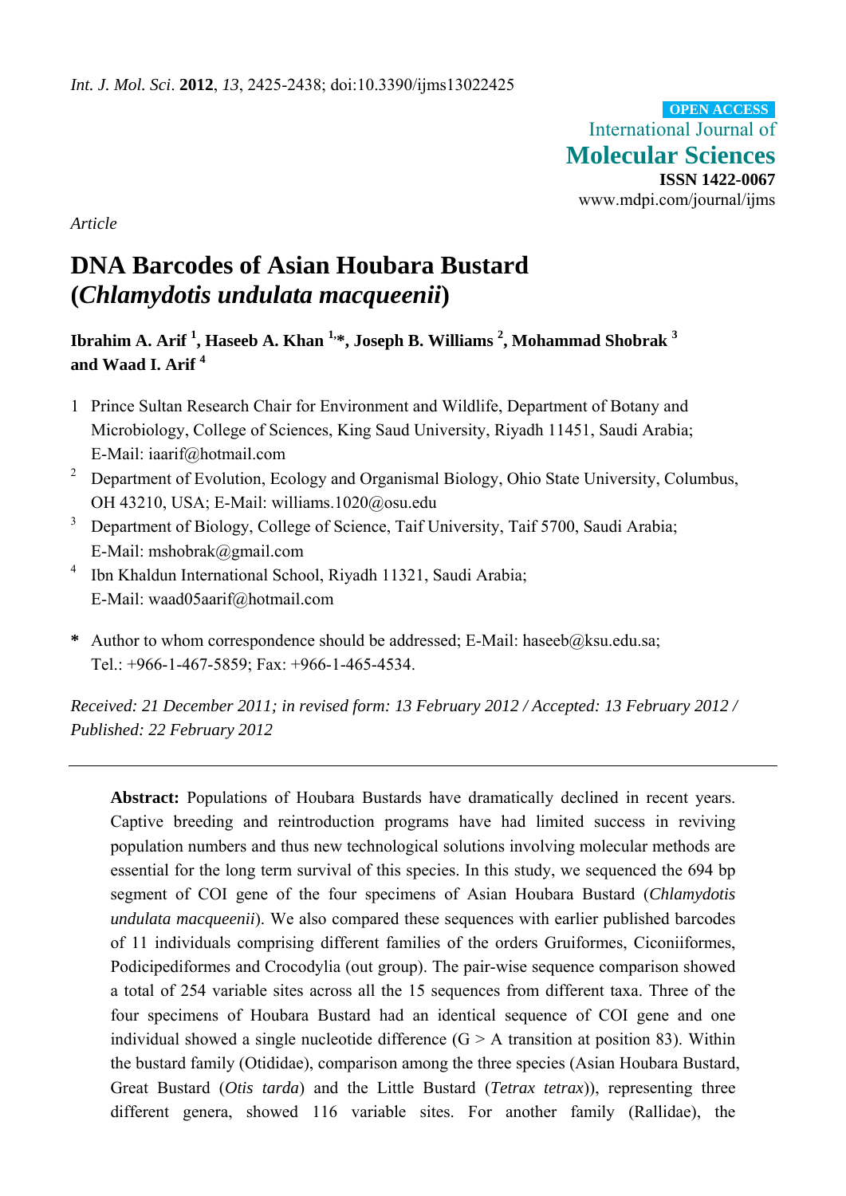*Int. J. Mol. Sci.* **2012**, *13*, 2425-2438; doi:10.3390/ijms13022425

OPEN ACCESS

International Journal of **Molecular Sciences**

**ISSN 1422-0067**

www.mdpi.com/journal/ijms

*Article*

# DNA Barcodes of Asian Houbara Bustard (*Chlamydotis undulata macqueenii*)

**Ibrahim A. Arif [1], Haseeb A. Khan [1,*], Joseph B. Williams [2], Mohammad Shobrak [3] and Waad I. Arif [4]**

1. Prince Sultan Research Chair for Environment and Wildlife, Department of Botany and Microbiology, College of Sciences, King Saud University, Riyadh 11451, Saudi Arabia; E-Mail: iaarif@hotmail.com
2. Department of Evolution, Ecology and Organismal Biology, Ohio State University, Columbus, OH 43210, USA; E-Mail: williams.1020@osu.edu
3. Department of Biology, College of Science, Taif University, Taif 5700, Saudi Arabia; E-Mail: mshobrak@gmail.com
4. Ibn Khaldun International School, Riyadh 11321, Saudi Arabia; E-Mail: waad05aarif@hotmail.com

\* Author to whom correspondence should be addressed; E-Mail: haseeb@ksu.edu.sa; Tel.: +966-1-467-5859; Fax: +966-1-465-4534.

*Received: 21 December 2011; in revised form: 13 February 2012 / Accepted: 13 February 2012 / Published: 22 February 2012*

---

**Abstract:** Populations of Houbara Bustards have dramatically declined in recent years. Captive breeding and reintroduction programs have had limited success in reviving population numbers and thus new technological solutions involving molecular methods are essential for the long term survival of this species. In this study, we sequenced the 694 bp segment of COI gene of the four specimens of Asian Houbara Bustard (*Chlamydotis undulata macqueenii*). We also compared these sequences with earlier published barcodes of 11 individuals comprising different families of the orders Gruiformes, Ciconiiformes, Podicipediformes and Crocodylia (out group). The pair-wise sequence comparison showed a total of 254 variable sites across all the 15 sequences from different taxa. Three of the four specimens of Houbara Bustard had an identical sequence of COI gene and one individual showed a single nucleotide difference (G > A transition at position 83). Within the bustard family (Otididae), comparison among the three species (Asian Houbara Bustard, Great Bustard (*Otis tarda*) and the Little Bustard (*Tetrax tetrax*)), representing three different genera, showed 116 variable sites. For another family (Rallidae), the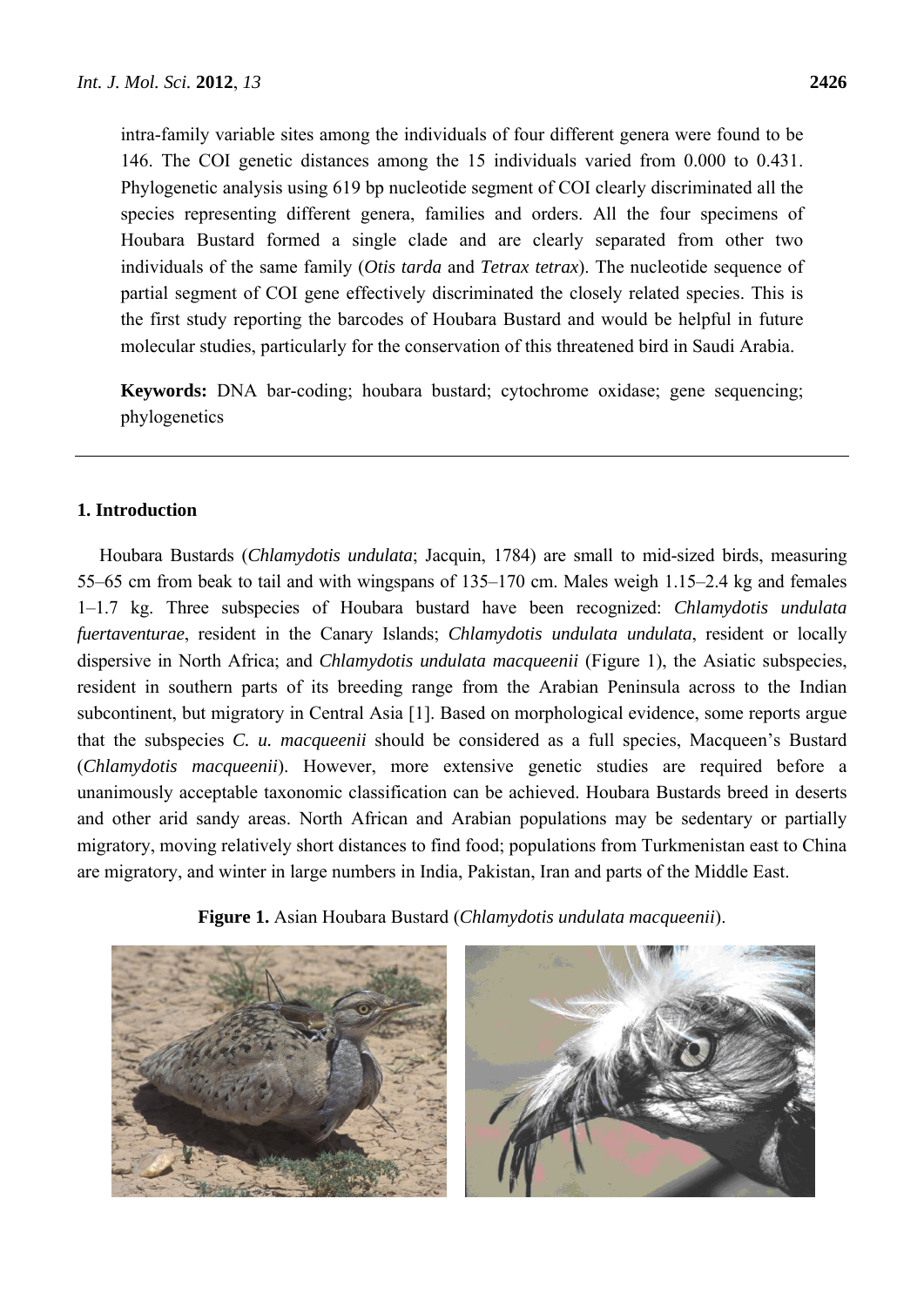intra-family variable sites among the individuals of four different genera were found to be 146. The COI genetic distances among the 15 individuals varied from 0.000 to 0.431. Phylogenetic analysis using 619 bp nucleotide segment of COI clearly discriminated all the species representing different genera, families and orders. All the four specimens of Houbara Bustard formed a single clade and are clearly separated from other two individuals of the same family (*Otis tarda* and *Tetrax tetrax*). The nucleotide sequence of partial segment of COI gene effectively discriminated the closely related species. This is the first study reporting the barcodes of Houbara Bustard and would be helpful in future molecular studies, particularly for the conservation of this threatened bird in Saudi Arabia.

**Keywords:** DNA bar-coding; houbara bustard; cytochrome oxidase; gene sequencing; phylogenetics

## 1. Introduction

Houbara Bustards (*Chlamydotis undulata*; Jacquin, 1784) are small to mid-sized birds, measuring 55–65 cm from beak to tail and with wingspans of 135–170 cm. Males weigh 1.15–2.4 kg and females 1–1.7 kg. Three subspecies of Houbara bustard have been recognized: *Chlamydotis undulata fuertaventurae*, resident in the Canary Islands; *Chlamydotis undulata undulata*, resident or locally dispersive in North Africa; and *Chlamydotis undulata macqueenii* (Figure 1), the Asiatic subspecies, resident in southern parts of its breeding range from the Arabian Peninsula across to the Indian subcontinent, but migratory in Central Asia [1]. Based on morphological evidence, some reports argue that the subspecies *C. u. macqueenii* should be considered as a full species, Macqueen's Bustard (*Chlamydotis macqueenii*). However, more extensive genetic studies are required before a unanimously acceptable taxonomic classification can be achieved. Houbara Bustards breed in deserts and other arid sandy areas. North African and Arabian populations may be sedentary or partially migratory, moving relatively short distances to find food; populations from Turkmenistan east to China are migratory, and winter in large numbers in India, Pakistan, Iran and parts of the Middle East.

**Figure 1.** Asian Houbara Bustard (*Chlamydotis undulata macqueenii*).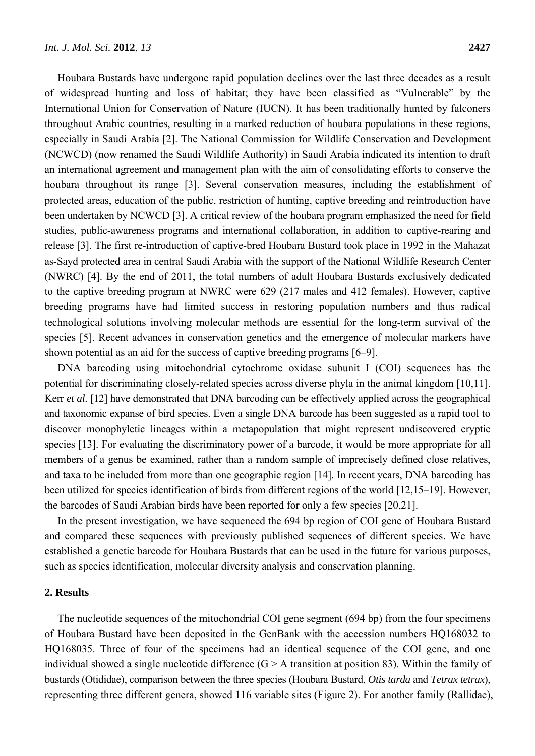Houbara Bustards have undergone rapid population declines over the last three decades as a result of widespread hunting and loss of habitat; they have been classified as "Vulnerable" by the International Union for Conservation of Nature (IUCN). It has been traditionally hunted by falconers throughout Arabic countries, resulting in a marked reduction of houbara populations in these regions, especially in Saudi Arabia [2]. The National Commission for Wildlife Conservation and Development (NCWCD) (now renamed the Saudi Wildlife Authority) in Saudi Arabia indicated its intention to draft an international agreement and management plan with the aim of consolidating efforts to conserve the houbara throughout its range [3]. Several conservation measures, including the establishment of protected areas, education of the public, restriction of hunting, captive breeding and reintroduction have been undertaken by NCWCD [3]. A critical review of the houbara program emphasized the need for field studies, public-awareness programs and international collaboration, in addition to captive-rearing and release [3]. The first re-introduction of captive-bred Houbara Bustard took place in 1992 in the Mahazat as-Sayd protected area in central Saudi Arabia with the support of the National Wildlife Research Center (NWRC) [4]. By the end of 2011, the total numbers of adult Houbara Bustards exclusively dedicated to the captive breeding program at NWRC were 629 (217 males and 412 females). However, captive breeding programs have had limited success in restoring population numbers and thus radical technological solutions involving molecular methods are essential for the long-term survival of the species [5]. Recent advances in conservation genetics and the emergence of molecular markers have shown potential as an aid for the success of captive breeding programs [6–9].

DNA barcoding using mitochondrial cytochrome oxidase subunit I (COI) sequences has the potential for discriminating closely-related species across diverse phyla in the animal kingdom [10,11]. Kerr *et al.* [12] have demonstrated that DNA barcoding can be effectively applied across the geographical and taxonomic expanse of bird species. Even a single DNA barcode has been suggested as a rapid tool to discover monophyletic lineages within a metapopulation that might represent undiscovered cryptic species [13]. For evaluating the discriminatory power of a barcode, it would be more appropriate for all members of a genus be examined, rather than a random sample of imprecisely defined close relatives, and taxa to be included from more than one geographic region [14]. In recent years, DNA barcoding has been utilized for species identification of birds from different regions of the world [12,15–19]. However, the barcodes of Saudi Arabian birds have been reported for only a few species [20,21].

In the present investigation, we have sequenced the 694 bp region of COI gene of Houbara Bustard and compared these sequences with previously published sequences of different species. We have established a genetic barcode for Houbara Bustards that can be used in the future for various purposes, such as species identification, molecular diversity analysis and conservation planning.

## 2. Results

The nucleotide sequences of the mitochondrial COI gene segment (694 bp) from the four specimens of Houbara Bustard have been deposited in the GenBank with the accession numbers HQ168032 to HQ168035. Three of four of the specimens had an identical sequence of the COI gene, and one individual showed a single nucleotide difference (G > A transition at position 83). Within the family of bustards (Otididae), comparison between the three species (Houbara Bustard, *Otis tarda* and *Tetrax tetrax*), representing three different genera, showed 116 variable sites (Figure 2). For another family (Rallidae),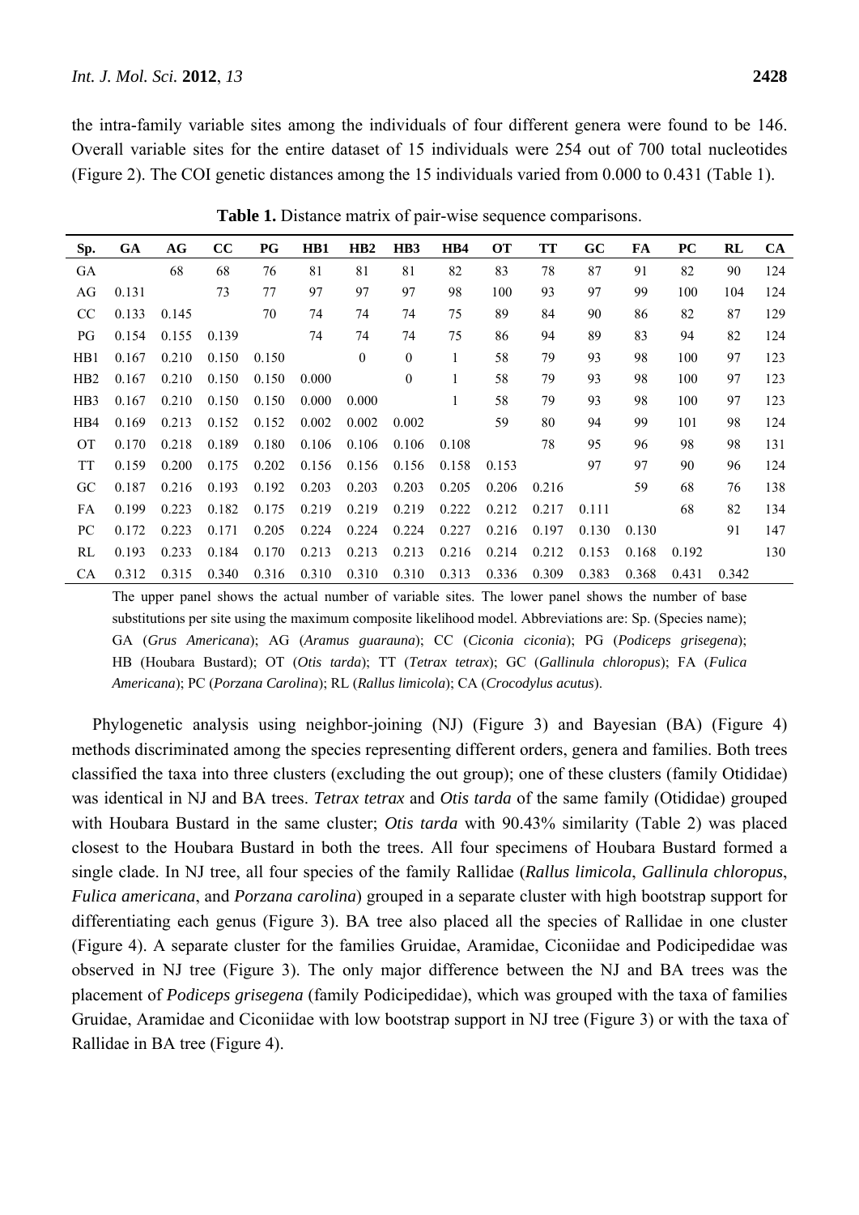the intra-family variable sites among the individuals of four different genera were found to be 146. Overall variable sites for the entire dataset of 15 individuals were 254 out of 700 total nucleotides (Figure 2). The COI genetic distances among the 15 individuals varied from 0.000 to 0.431 (Table 1).

**Table 1.** Distance matrix of pair-wise sequence comparisons.

| Sp. | GA | AG | CC | PG | HB1 | HB2 | HB3 | HB4 | OT | TT | GC | FA | PC | RL | CA |
|---|---|---|---|---|---|---|---|---|---|---|---|---|---|---|---|
| GA | | 68 | 68 | 76 | 81 | 81 | 81 | 82 | 83 | 78 | 87 | 91 | 82 | 90 | 124 |
| AG | 0.131 | | 73 | 77 | 97 | 97 | 97 | 98 | 100 | 93 | 97 | 99 | 100 | 104 | 124 |
| CC | 0.133 | 0.145 | | 70 | 74 | 74 | 74 | 75 | 89 | 84 | 90 | 86 | 82 | 87 | 129 |
| PG | 0.154 | 0.155 | 0.139 | | 74 | 74 | 74 | 75 | 86 | 94 | 89 | 83 | 94 | 82 | 124 |
| HB1 | 0.167 | 0.210 | 0.150 | 0.150 | | 0 | 0 | 1 | 58 | 79 | 93 | 98 | 100 | 97 | 123 |
| HB2 | 0.167 | 0.210 | 0.150 | 0.150 | 0.000 | | 0 | 1 | 58 | 79 | 93 | 98 | 100 | 97 | 123 |
| HB3 | 0.167 | 0.210 | 0.150 | 0.150 | 0.000 | 0.000 | | 1 | 58 | 79 | 93 | 98 | 100 | 97 | 123 |
| HB4 | 0.169 | 0.213 | 0.152 | 0.152 | 0.002 | 0.002 | 0.002 | | 59 | 80 | 94 | 99 | 101 | 98 | 124 |
| OT | 0.170 | 0.218 | 0.189 | 0.180 | 0.106 | 0.106 | 0.106 | 0.108 | | 78 | 95 | 96 | 98 | 98 | 131 |
| TT | 0.159 | 0.200 | 0.175 | 0.202 | 0.156 | 0.156 | 0.156 | 0.158 | 0.153 | | 97 | 97 | 90 | 96 | 124 |
| GC | 0.187 | 0.216 | 0.193 | 0.192 | 0.203 | 0.203 | 0.203 | 0.205 | 0.206 | 0.216 | | 59 | 68 | 76 | 138 |
| FA | 0.199 | 0.223 | 0.182 | 0.175 | 0.219 | 0.219 | 0.219 | 0.222 | 0.212 | 0.217 | 0.111 | | 68 | 82 | 134 |
| PC | 0.172 | 0.223 | 0.171 | 0.205 | 0.224 | 0.224 | 0.224 | 0.227 | 0.216 | 0.197 | 0.130 | 0.130 | | 91 | 147 |
| RL | 0.193 | 0.233 | 0.184 | 0.170 | 0.213 | 0.213 | 0.213 | 0.216 | 0.214 | 0.212 | 0.153 | 0.168 | 0.192 | | 130 |
| CA | 0.312 | 0.315 | 0.340 | 0.316 | 0.310 | 0.310 | 0.310 | 0.313 | 0.336 | 0.309 | 0.383 | 0.368 | 0.431 | 0.342 | |

The upper panel shows the actual number of variable sites. The lower panel shows the number of base substitutions per site using the maximum composite likelihood model. Abbreviations are: Sp. (Species name); GA (*Grus Americana*); AG (*Aramus guarauna*); CC (*Ciconia ciconia*); PG (*Podiceps grisegena*); HB (Houbara Bustard); OT (*Otis tarda*); TT (*Tetrax tetrax*); GC (*Gallinula chloropus*); FA (*Fulica Americana*); PC (*Porzana Carolina*); RL (*Rallus limicola*); CA (*Crocodylus acutus*).

Phylogenetic analysis using neighbor-joining (NJ) (Figure 3) and Bayesian (BA) (Figure 4) methods discriminated among the species representing different orders, genera and families. Both trees classified the taxa into three clusters (excluding the out group); one of these clusters (family Otididae) was identical in NJ and BA trees. *Tetrax tetrax* and *Otis tarda* of the same family (Otididae) grouped with Houbara Bustard in the same cluster; *Otis tarda* with 90.43% similarity (Table 2) was placed closest to the Houbara Bustard in both the trees. All four specimens of Houbara Bustard formed a single clade. In NJ tree, all four species of the family Rallidae (*Rallus limicola*, *Gallinula chloropus*, *Fulica americana*, and *Porzana carolina*) grouped in a separate cluster with high bootstrap support for differentiating each genus (Figure 3). BA tree also placed all the species of Rallidae in one cluster (Figure 4). A separate cluster for the families Gruidae, Aramidae, Ciconiidae and Podicipedidae was observed in NJ tree (Figure 3). The only major difference between the NJ and BA trees was the placement of *Podiceps grisegena* (family Podicipedidae), which was grouped with the taxa of families Gruidae, Aramidae and Ciconiidae with low bootstrap support in NJ tree (Figure 3) or with the taxa of Rallidae in BA tree (Figure 4).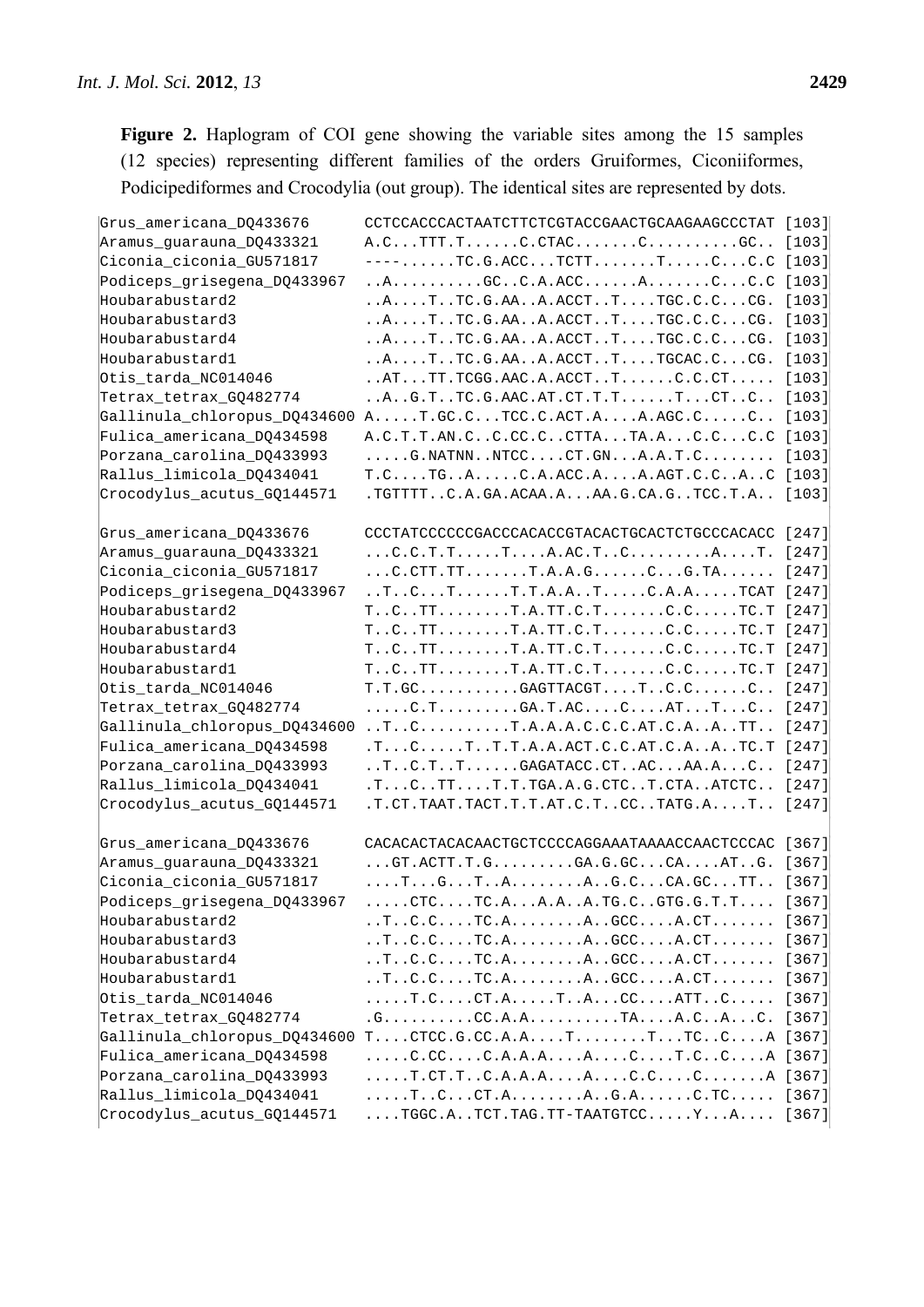**Figure 2.** Haplogram of COI gene showing the variable sites among the 15 samples (12 species) representing different families of the orders Gruiformes, Ciconiiformes, Podicipediformes and Crocodylia (out group). The identical sites are represented by dots.

```
Grus_americana_DQ433676      CCTCCACCCACTAATCTTCTCGTACCGAACTGCAAGAAGCCCTAT [103]
Aramus_guarauna_DQ433321     A.C...TTT.T......C.CTAC.......C..........GC.. [103]
Ciconia_ciconia_GU571817     ---......TC.G.ACC...TCTT.......T.....C...C.C [103]
Podiceps_grisegena_DQ433967  ..A..........GC..C.A.ACC......A.......C...C.C [103]
Houbarabustard2              ..A....T..TC.G.AA..A.ACCT..T....TGC.C.C...CG. [103]
Houbarabustard3              ..A....T..TC.G.AA..A.ACCT..T....TGC.C.C...CG. [103]
Houbarabustard4              ..A....T..TC.G.AA..A.ACCT..T....TGC.C.C...CG. [103]
Houbarabustard1              ..A....T..TC.G.AA..A.ACCT..T....TGCAC.C...CG. [103]
Otis_tarda_NC014046          ..AT...TT.TCGG.AAC.A.ACCT..T......C.C.CT..... [103]
Tetrax_tetrax_GQ482774       ..A..G.T..TC.G.AAC.AT.CT.T.T......T...CT..C.. [103]
Gallinula_chloropus_DQ434600 A.....T.GC.C...TCC.C.ACT.A....A.AGC.C.....C.. [103]
Fulica_americana_DQ434598    A.C.T.T.AN.C..C.CC.C..CTTA...TA.A...C.C...C.C [103]
Porzana_carolina_DQ433993    .....G.NATNN..NTCC....CT.GN...A.A.T.C........ [103]
Rallus_limicola_DQ434041     T.C....TG..A.....C.A.ACC.A....A.AGT.C.C..A..C [103]
Crocodylus_acutus_GQ144571   .TGTTTT..C.A.GA.ACAA.A...AA.G.CA.G..TCC.T.A.. [103]

Grus_americana_DQ433676      CCCTATCCCCCCGACCCACACCGTACACTGCACTCTGCCCACACC [247]
Aramus_guarauna_DQ433321     ...C.C.T.T.....T....A.AC.T..C.........A....T. [247]
Ciconia_ciconia_GU571817     ...C.CTT.TT.......T.A.A.G......C...G.TA...... [247]
Podiceps_grisegena_DQ433967  ..T..C...T......T.T.A.A..T.....C.A.A.....TCAT [247]
Houbarabustard2              T..C..TT........T.A.TT.C.T.......C.C.....TC.T [247]
Houbarabustard3              T..C..TT........T.A.TT.C.T.......C.C.....TC.T [247]
Houbarabustard4              T..C..TT........T.A.TT.C.T.......C.C.....TC.T [247]
Houbarabustard1              T..C..TT........T.A.TT.C.T.......C.C.....TC.T [247]
Otis_tarda_NC014046          T.T.GC...........GAGTTACGT....T..C.C......C.. [247]
Tetrax_tetrax_GQ482774       .....C.T.........GA.T.AC....C....AT...T...C.. [247]
Gallinula_chloropus_DQ434600 ..T..C..........T.A.A.A.C.C.C.AT.C.A..A..TT.. [247]
Fulica_americana_DQ434598    .T...C.....T..T.T.A.A.ACT.C.C.AT.C.A..A..TC.T [247]
Porzana_carolina_DQ433993    ..T..C.T..T......GAGATACC.CT..AC...AA.A...C.. [247]
Rallus_limicola_DQ434041     .T...C..TT....T.T.TGA.A.G.CTC..T.CTA..ATCTC.. [247]
Crocodylus_acutus_GQ144571   .T.CT.TAAT.TACT.T.T.AT.C.T..CC..TATG.A....T.. [247]

Grus_americana_DQ433676      CACACACTACACAACTGCTCCCCAGGAAATAAAACCAACTCCCAC [367]
Aramus_guarauna_DQ433321     ...GT.ACTT.T.G.........GA.G.GC...CA....AT..G. [367]
Ciconia_ciconia_GU571817     ....T...G...T..A........A..G.C...CA.GC...TT.. [367]
Podiceps_grisegena_DQ433967  .....CTC....TC.A...A.A..A.TG.C..GTG.G.T.T.... [367]
Houbarabustard2              ..T..C.C....TC.A........A..GCC....A.CT....... [367]
Houbarabustard3              ..T..C.C....TC.A........A..GCC....A.CT....... [367]
Houbarabustard4              ..T..C.C....TC.A........A..GCC....A.CT....... [367]
Houbarabustard1              ..T..C.C....TC.A........A..GCC....A.CT....... [367]
Otis_tarda_NC014046          .....T.C....CT.A.....T..A...CC....ATT..C..... [367]
Tetrax_tetrax_GQ482774       .G..........CC.A.A..........TA....A.C..A...C. [367]
Gallinula_chloropus_DQ434600 T....CTCC.G.CC.A.A....T........T...TC..C....A [367]
Fulica_americana_DQ434598    .....C.CC....C.A.A.A....A....C....T.C..C....A [367]
Porzana_carolina_DQ433993    .....T.CT.T..C.A.A.A....A....C.C....C.......A [367]
Rallus_limicola_DQ434041     .....T..C...CT.A........A..G.A......C.TC..... [367]
Crocodylus_acutus_GQ144571   ....TGGC.A..TCT.TAG.TT-TAATGTCC.....Y...A.... [367]
```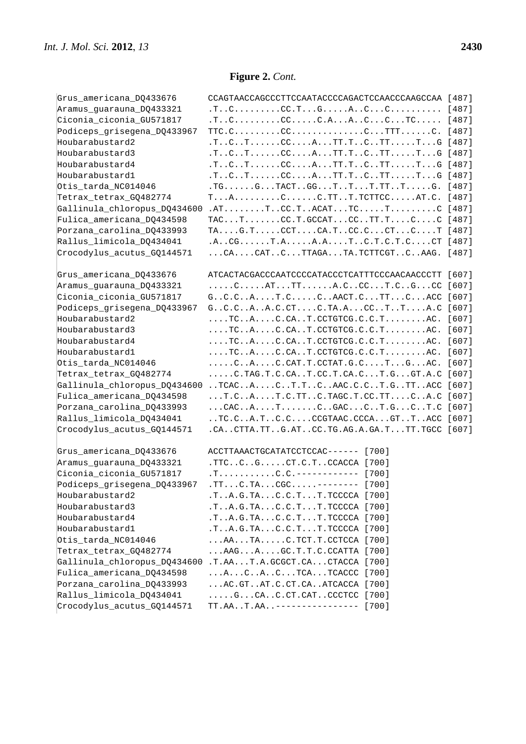**Figure 2.** *Cont.*

```
Grus_americana_DQ433676      CCAGTAACCAGCCCTTCCAATACCCCAGACTCCAACCCAAGCCAA [487]
Aramus_guarauna_DQ433321     .T..C.........CC.T...G.....A..C...C.......... [487]
Ciconia_ciconia_GU571817     .T..C.........CC.....C.A...A..C...C...TC..... [487]
Podiceps_grisegena_DQ433967  TTC.C.........CC.............C...TTT......C. [487]
Houbarabustard2              .T..C..T......CC....A...TT.T..C..TT.....T...G [487]
Houbarabustard3              .T..C..T......CC....A...TT.T..C..TT.....T...G [487]
Houbarabustard4              .T..C..T......CC....A...TT.T..C..TT.....T...G [487]
Houbarabustard1              .T..C..T......CC....A...TT.T..C..TT.....T...G [487]
Otis_tarda_NC014046          .TG......G...TACT..GG...T..T...T.TT..T.....G. [487]
Tetrax_tetrax_GQ482774       T...A.........C......C.TT..T.TCTTCC.....AT.C. [487]
Gallinula_chloropus_DQ434600 .AT........T..CC.T..ACAT...TC.....T.........C [487]
Fulica_americana_DQ434598    TAC...T.......CC.T.GCCAT...CC..TT.T....C....C [487]
Porzana_carolina_DQ433993    TA....G.T.....CCT....CA.T..CC.C...CT...C....T [487]
Rallus_limicola_DQ434041     .A..CG......T.A.....A.A....T..C.T.C.T.C....CT [487]
Crocodylus_acutus_GQ144571   ...CA....CAT..C...TTAGA...TA.TCTTCGT..C..AAG. [487]

Grus_americana_DQ433676      ATCACTACGACCCAATCCCCATACCCTCATTTCCCAACAACCCTT [607]
Aramus_guarauna_DQ433321     .....C.....AT...TT......A.C..CC...T.C..G...CC [607]
Ciconia_ciconia_GU571817     G..C.C..A....T.C.....C..AACT.C...TT...C...ACC [607]
Podiceps_grisegena_DQ433967  G..C.C..A..A.C.CT....C.TA.A...CC..T..T....A.C [607]
Houbarabustard2              ....TC..A....C.CA..T.CCTGTCG.C.C.T........AC. [607]
Houbarabustard3              ....TC..A....C.CA..T.CCTGTCG.C.C.T........AC. [607]
Houbarabustard4              ....TC..A....C.CA..T.CCTGTCG.C.C.T........AC. [607]
Houbarabustard1              ....TC..A....C.CA..T.CCTGTCG.C.C.T........AC. [607]
Otis_tarda_NC014046          .....C..A....C.CAT.T.CCTAT.G.C....T...G...AC. [607]
Tetrax_tetrax_GQ482774       .....C.TAG.T.C.CA..T.CC.T.CA.C...T.G...GT.A.C [607]
Gallinula_chloropus_DQ434600 ..TCAC..A....C..T.T..C..AAC.C.C..T.G..TT..ACC [607]
Fulica_americana_DQ434598    ...T.C..A....T.C.TT..C.TAGC.T.CC.TT....C..A.C [607]
Porzana_carolina_DQ433993    ...CAC..A....T.......C..GAC...C..T.G...C..T.C [607]
Rallus_limicola_DQ434041     ..TC.C..A.T..C.C....CCGTAAC.CCCA...GT..T..ACC [607]
Crocodylus_acutus_GQ144571   .CA..CTTA.TT..G.AT..CC.TG.AG.A.GA.T...TT.TGCC [607]

Grus_americana_DQ433676      ACCTTAAACTGCATATCCTCCAC------ [700]
Aramus_guarauna_DQ433321     .TTC..C..G.....CT.C.T..CCACCA [700]
Ciconia_ciconia_GU571817     .T..........C.C.------------ [700]
Podiceps_grisegena_DQ433967  .TT...C.TA...CGC....-------- [700]
Houbarabustard2              .T..A.G.TA...C.C.T...T.TCCCCA [700]
Houbarabustard3              .T..A.G.TA...C.C.T...T.TCCCCA [700]
Houbarabustard4              .T..A.G.TA...C.C.T...T.TCCCCA [700]
Houbarabustard1              .T..A.G.TA...C.C.T...T.TCCCCA [700]
Otis_tarda_NC014046          ...AA...TA.....C.TCT.T.CCTCCA [700]
Tetrax_tetrax_GQ482774       ...AAG...A....GC.T.T.C.CCATTA [700]
Gallinula_chloropus_DQ434600 .T.AA...T.A.GCGCT.CA...CTACCA [700]
Fulica_americana_DQ434598    ...A...C..A..C...TCA...TCACCC [700]
Porzana_carolina_DQ433993    ...AC.GT..AT.C.CT.CA..ATCACCA [700]
Rallus_limicola_DQ434041     .....G...CA..C.CT.CAT..CCCTCC [700]
Crocodylus_acutus_GQ144571   TT.AA..T.AA..---------------- [700]
```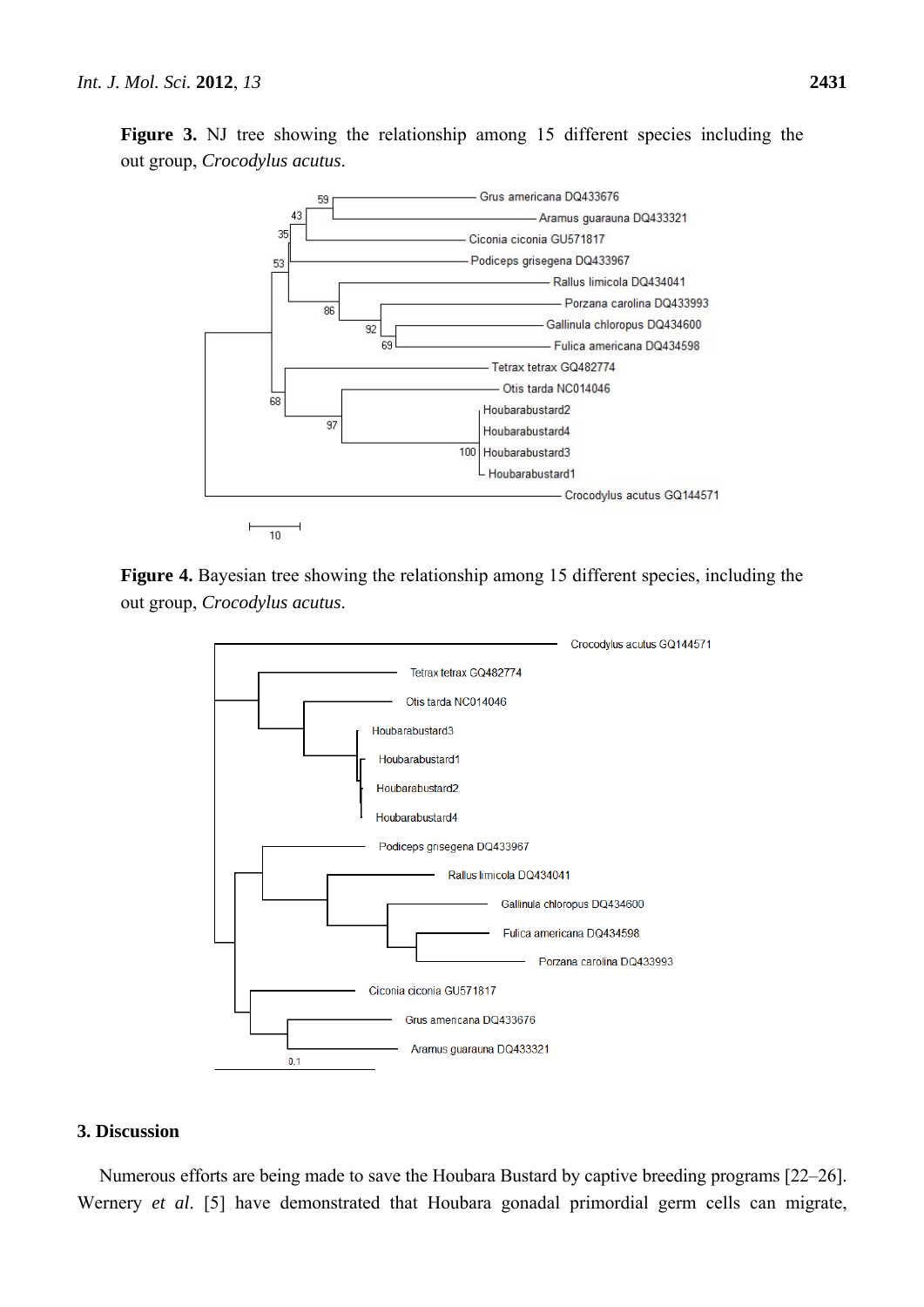**Figure 3.** NJ tree showing the relationship among 15 different species including the out group, *Crocodylus acutus*.

**Figure 4.** Bayesian tree showing the relationship among 15 different species, including the out group, *Crocodylus acutus*.

## 3. Discussion

Numerous efforts are being made to save the Houbara Bustard by captive breeding programs [22–26]. Wernery *et al*. [5] have demonstrated that Houbara gonadal primordial germ cells can migrate,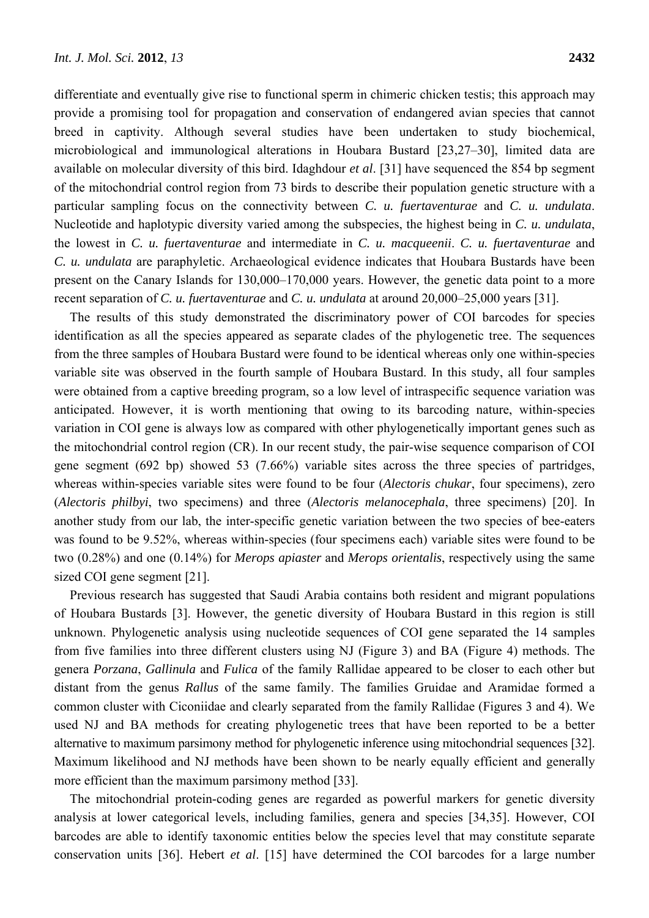differentiate and eventually give rise to functional sperm in chimeric chicken testis; this approach may provide a promising tool for propagation and conservation of endangered avian species that cannot breed in captivity. Although several studies have been undertaken to study biochemical, microbiological and immunological alterations in Houbara Bustard [23,27–30], limited data are available on molecular diversity of this bird. Idaghdour *et al*. [31] have sequenced the 854 bp segment of the mitochondrial control region from 73 birds to describe their population genetic structure with a particular sampling focus on the connectivity between *C. u. fuertaventurae* and *C. u. undulata*. Nucleotide and haplotypic diversity varied among the subspecies, the highest being in *C. u. undulata*, the lowest in *C. u. fuertaventurae* and intermediate in *C. u. macqueenii*. *C. u. fuertaventurae* and *C. u. undulata* are paraphyletic. Archaeological evidence indicates that Houbara Bustards have been present on the Canary Islands for 130,000–170,000 years. However, the genetic data point to a more recent separation of *C. u. fuertaventurae* and *C. u. undulata* at around 20,000–25,000 years [31].

The results of this study demonstrated the discriminatory power of COI barcodes for species identification as all the species appeared as separate clades of the phylogenetic tree. The sequences from the three samples of Houbara Bustard were found to be identical whereas only one within-species variable site was observed in the fourth sample of Houbara Bustard. In this study, all four samples were obtained from a captive breeding program, so a low level of intraspecific sequence variation was anticipated. However, it is worth mentioning that owing to its barcoding nature, within-species variation in COI gene is always low as compared with other phylogenetically important genes such as the mitochondrial control region (CR). In our recent study, the pair-wise sequence comparison of COI gene segment (692 bp) showed 53 (7.66%) variable sites across the three species of partridges, whereas within-species variable sites were found to be four (*Alectoris chukar*, four specimens), zero (*Alectoris philbyi*, two specimens) and three (*Alectoris melanocephala*, three specimens) [20]. In another study from our lab, the inter-specific genetic variation between the two species of bee-eaters was found to be 9.52%, whereas within-species (four specimens each) variable sites were found to be two (0.28%) and one (0.14%) for *Merops apiaster* and *Merops orientalis*, respectively using the same sized COI gene segment [21].

Previous research has suggested that Saudi Arabia contains both resident and migrant populations of Houbara Bustards [3]. However, the genetic diversity of Houbara Bustard in this region is still unknown. Phylogenetic analysis using nucleotide sequences of COI gene separated the 14 samples from five families into three different clusters using NJ (Figure 3) and BA (Figure 4) methods. The genera *Porzana*, *Gallinula* and *Fulica* of the family Rallidae appeared to be closer to each other but distant from the genus *Rallus* of the same family. The families Gruidae and Aramidae formed a common cluster with Ciconiidae and clearly separated from the family Rallidae (Figures 3 and 4). We used NJ and BA methods for creating phylogenetic trees that have been reported to be a better alternative to maximum parsimony method for phylogenetic inference using mitochondrial sequences [32]. Maximum likelihood and NJ methods have been shown to be nearly equally efficient and generally more efficient than the maximum parsimony method [33].

The mitochondrial protein-coding genes are regarded as powerful markers for genetic diversity analysis at lower categorical levels, including families, genera and species [34,35]. However, COI barcodes are able to identify taxonomic entities below the species level that may constitute separate conservation units [36]. Hebert *et al*. [15] have determined the COI barcodes for a large number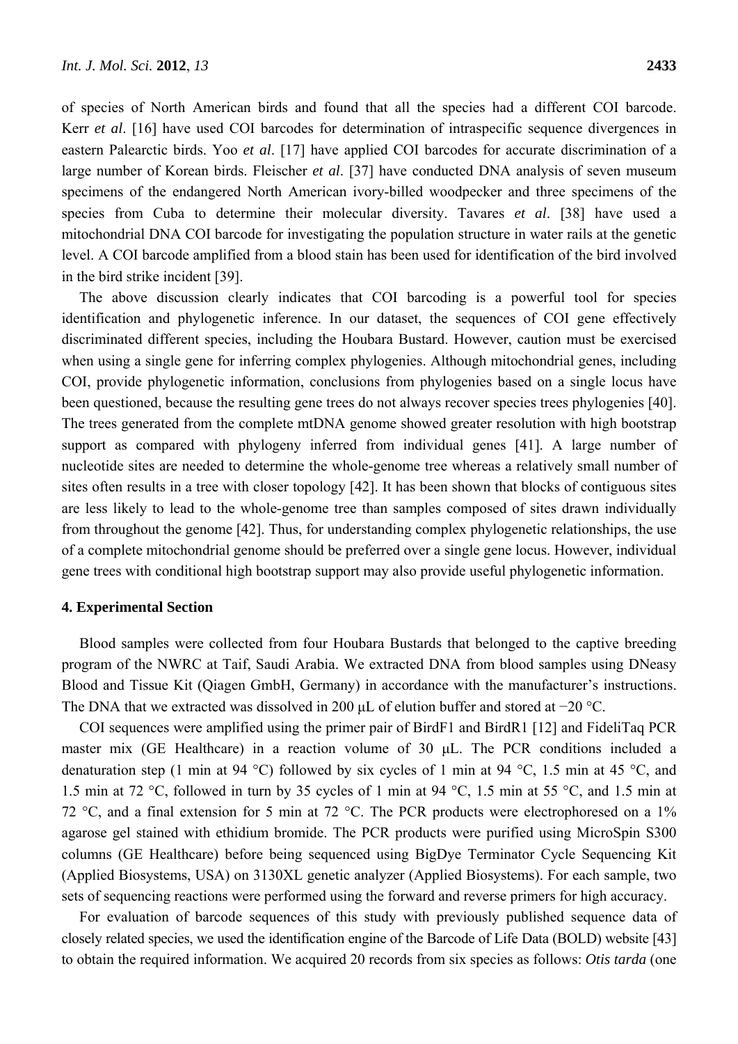of species of North American birds and found that all the species had a different COI barcode. Kerr *et al*. [16] have used COI barcodes for determination of intraspecific sequence divergences in eastern Palearctic birds. Yoo *et al*. [17] have applied COI barcodes for accurate discrimination of a large number of Korean birds. Fleischer *et al*. [37] have conducted DNA analysis of seven museum specimens of the endangered North American ivory-billed woodpecker and three specimens of the species from Cuba to determine their molecular diversity. Tavares *et al*. [38] have used a mitochondrial DNA COI barcode for investigating the population structure in water rails at the genetic level. A COI barcode amplified from a blood stain has been used for identification of the bird involved in the bird strike incident [39].

The above discussion clearly indicates that COI barcoding is a powerful tool for species identification and phylogenetic inference. In our dataset, the sequences of COI gene effectively discriminated different species, including the Houbara Bustard. However, caution must be exercised when using a single gene for inferring complex phylogenies. Although mitochondrial genes, including COI, provide phylogenetic information, conclusions from phylogenies based on a single locus have been questioned, because the resulting gene trees do not always recover species trees phylogenies [40]. The trees generated from the complete mtDNA genome showed greater resolution with high bootstrap support as compared with phylogeny inferred from individual genes [41]. A large number of nucleotide sites are needed to determine the whole-genome tree whereas a relatively small number of sites often results in a tree with closer topology [42]. It has been shown that blocks of contiguous sites are less likely to lead to the whole-genome tree than samples composed of sites drawn individually from throughout the genome [42]. Thus, for understanding complex phylogenetic relationships, the use of a complete mitochondrial genome should be preferred over a single gene locus. However, individual gene trees with conditional high bootstrap support may also provide useful phylogenetic information.

## 4. Experimental Section

Blood samples were collected from four Houbara Bustards that belonged to the captive breeding program of the NWRC at Taif, Saudi Arabia. We extracted DNA from blood samples using DNeasy Blood and Tissue Kit (Qiagen GmbH, Germany) in accordance with the manufacturer's instructions. The DNA that we extracted was dissolved in 200 μL of elution buffer and stored at −20 °C.

COI sequences were amplified using the primer pair of BirdF1 and BirdR1 [12] and FideliTaq PCR master mix (GE Healthcare) in a reaction volume of 30 μL. The PCR conditions included a denaturation step (1 min at 94 °C) followed by six cycles of 1 min at 94 °C, 1.5 min at 45 °C, and 1.5 min at 72 °C, followed in turn by 35 cycles of 1 min at 94 °C, 1.5 min at 55 °C, and 1.5 min at 72 °C, and a final extension for 5 min at 72 °C. The PCR products were electrophoresed on a 1% agarose gel stained with ethidium bromide. The PCR products were purified using MicroSpin S300 columns (GE Healthcare) before being sequenced using BigDye Terminator Cycle Sequencing Kit (Applied Biosystems, USA) on 3130XL genetic analyzer (Applied Biosystems). For each sample, two sets of sequencing reactions were performed using the forward and reverse primers for high accuracy.

For evaluation of barcode sequences of this study with previously published sequence data of closely related species, we used the identification engine of the Barcode of Life Data (BOLD) website [43] to obtain the required information. We acquired 20 records from six species as follows: *Otis tarda* (one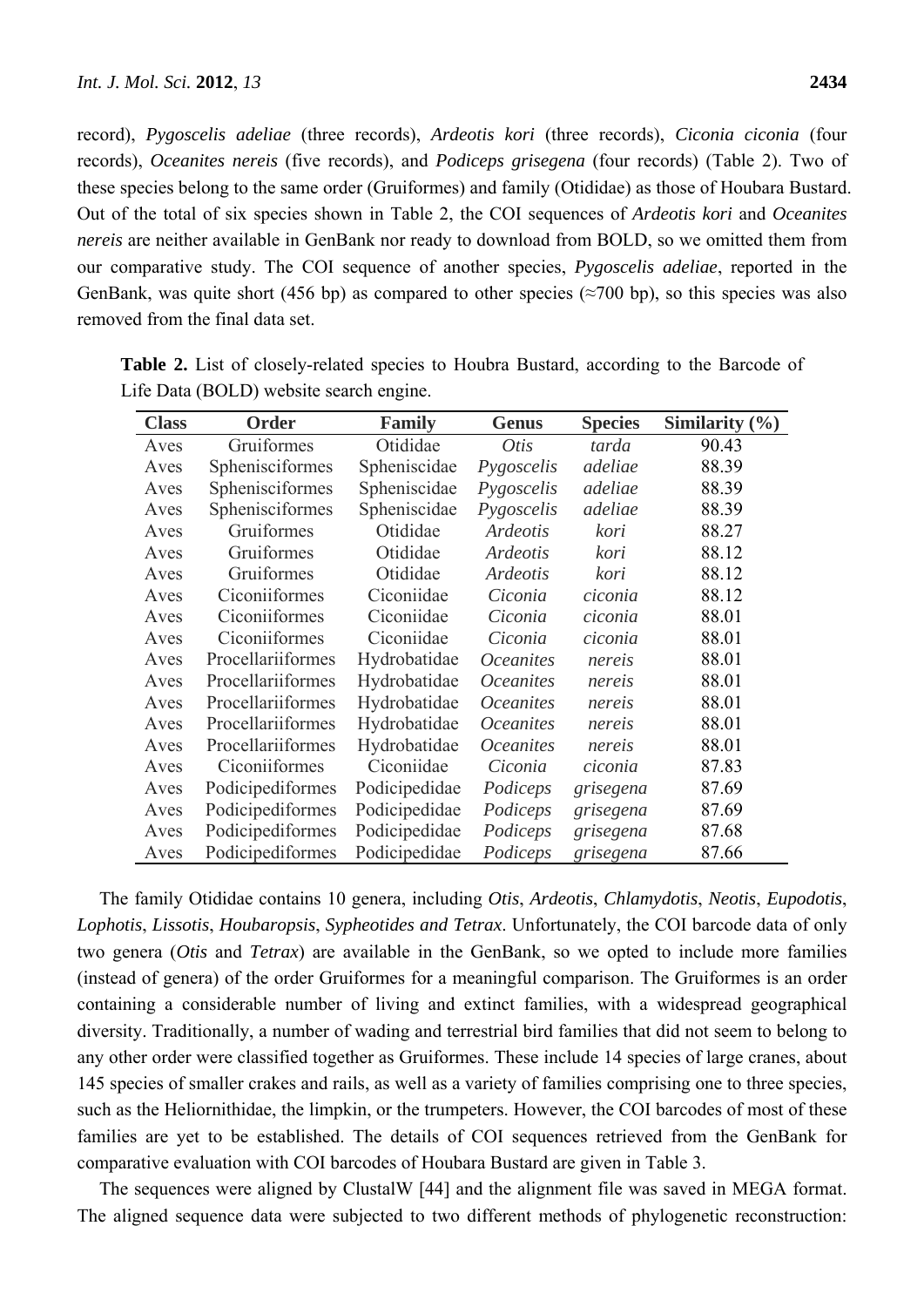record), *Pygoscelis adeliae* (three records), *Ardeotis kori* (three records), *Ciconia ciconia* (four records), *Oceanites nereis* (five records), and *Podiceps grisegena* (four records) (Table 2). Two of these species belong to the same order (Gruiformes) and family (Otididae) as those of Houbara Bustard. Out of the total of six species shown in Table 2, the COI sequences of *Ardeotis kori* and *Oceanites nereis* are neither available in GenBank nor ready to download from BOLD, so we omitted them from our comparative study. The COI sequence of another species, *Pygoscelis adeliae*, reported in the GenBank, was quite short (456 bp) as compared to other species (≈700 bp), so this species was also removed from the final data set.

**Table 2.** List of closely-related species to Houbra Bustard, according to the Barcode of Life Data (BOLD) website search engine.

| Class | Order | Family | Genus | Species | Similarity (%) |
|---|---|---|---|---|---|
| Aves | Gruiformes | Otididae | *Otis* | *tarda* | 90.43 |
| Aves | Sphenisciformes | Spheniscidae | *Pygoscelis* | *adeliae* | 88.39 |
| Aves | Sphenisciformes | Spheniscidae | *Pygoscelis* | *adeliae* | 88.39 |
| Aves | Sphenisciformes | Spheniscidae | *Pygoscelis* | *adeliae* | 88.39 |
| Aves | Gruiformes | Otididae | *Ardeotis* | *kori* | 88.27 |
| Aves | Gruiformes | Otididae | *Ardeotis* | *kori* | 88.12 |
| Aves | Gruiformes | Otididae | *Ardeotis* | *kori* | 88.12 |
| Aves | Ciconiiformes | Ciconiidae | *Ciconia* | *ciconia* | 88.12 |
| Aves | Ciconiiformes | Ciconiidae | *Ciconia* | *ciconia* | 88.01 |
| Aves | Ciconiiformes | Ciconiidae | *Ciconia* | *ciconia* | 88.01 |
| Aves | Procellariiformes | Hydrobatidae | *Oceanites* | *nereis* | 88.01 |
| Aves | Procellariiformes | Hydrobatidae | *Oceanites* | *nereis* | 88.01 |
| Aves | Procellariiformes | Hydrobatidae | *Oceanites* | *nereis* | 88.01 |
| Aves | Procellariiformes | Hydrobatidae | *Oceanites* | *nereis* | 88.01 |
| Aves | Procellariiformes | Hydrobatidae | *Oceanites* | *nereis* | 88.01 |
| Aves | Ciconiiformes | Ciconiidae | *Ciconia* | *ciconia* | 87.83 |
| Aves | Podicipediformes | Podicipedidae | *Podiceps* | *grisegena* | 87.69 |
| Aves | Podicipediformes | Podicipedidae | *Podiceps* | *grisegena* | 87.69 |
| Aves | Podicipediformes | Podicipedidae | *Podiceps* | *grisegena* | 87.68 |
| Aves | Podicipediformes | Podicipedidae | *Podiceps* | *grisegena* | 87.66 |

The family Otididae contains 10 genera, including *Otis*, *Ardeotis*, *Chlamydotis*, *Neotis*, *Eupodotis*, *Lophotis*, *Lissotis*, *Houbaropsis*, *Sypheotides and Tetrax*. Unfortunately, the COI barcode data of only two genera (*Otis* and *Tetrax*) are available in the GenBank, so we opted to include more families (instead of genera) of the order Gruiformes for a meaningful comparison. The Gruiformes is an order containing a considerable number of living and extinct families, with a widespread geographical diversity. Traditionally, a number of wading and terrestrial bird families that did not seem to belong to any other order were classified together as Gruiformes. These include 14 species of large cranes, about 145 species of smaller crakes and rails, as well as a variety of families comprising one to three species, such as the Heliornithidae, the limpkin, or the trumpeters. However, the COI barcodes of most of these families are yet to be established. The details of COI sequences retrieved from the GenBank for comparative evaluation with COI barcodes of Houbara Bustard are given in Table 3.

The sequences were aligned by ClustalW [44] and the alignment file was saved in MEGA format. The aligned sequence data were subjected to two different methods of phylogenetic reconstruction: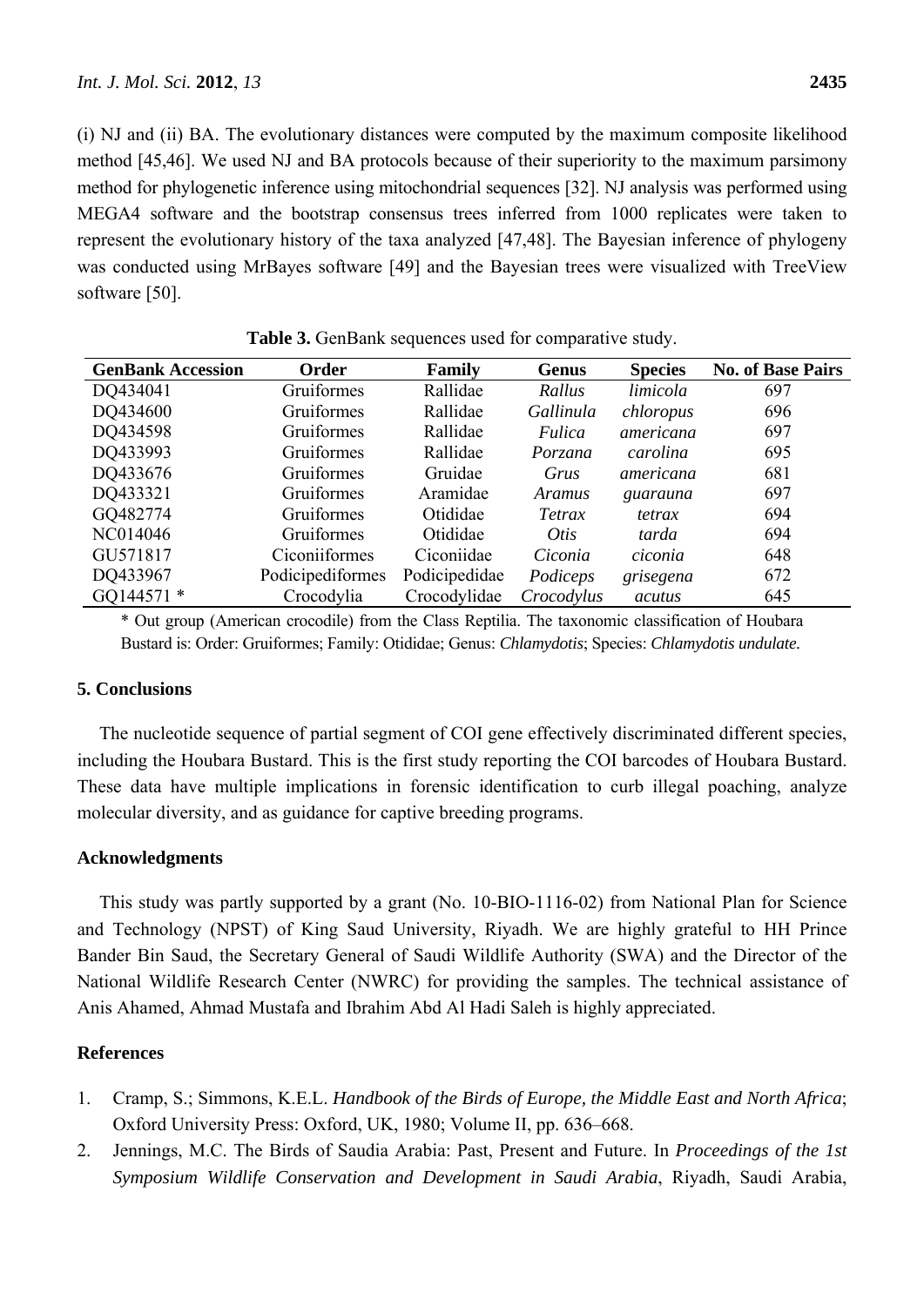(i) NJ and (ii) BA. The evolutionary distances were computed by the maximum composite likelihood method [45,46]. We used NJ and BA protocols because of their superiority to the maximum parsimony method for phylogenetic inference using mitochondrial sequences [32]. NJ analysis was performed using MEGA4 software and the bootstrap consensus trees inferred from 1000 replicates were taken to represent the evolutionary history of the taxa analyzed [47,48]. The Bayesian inference of phylogeny was conducted using MrBayes software [49] and the Bayesian trees were visualized with TreeView software [50].

**Table 3.** GenBank sequences used for comparative study.

| GenBank Accession | Order | Family | Genus | Species | No. of Base Pairs |
|---|---|---|---|---|---|
| DQ434041 | Gruiformes | Rallidae | *Rallus* | *limicola* | 697 |
| DQ434600 | Gruiformes | Rallidae | *Gallinula* | *chloropus* | 696 |
| DQ434598 | Gruiformes | Rallidae | *Fulica* | *americana* | 697 |
| DQ433993 | Gruiformes | Rallidae | *Porzana* | *carolina* | 695 |
| DQ433676 | Gruiformes | Gruidae | *Grus* | *americana* | 681 |
| DQ433321 | Gruiformes | Aramidae | *Aramus* | *guarauna* | 697 |
| GQ482774 | Gruiformes | Otididae | *Tetrax* | *tetrax* | 694 |
| NC014046 | Gruiformes | Otididae | *Otis* | *tarda* | 694 |
| GU571817 | Ciconiiformes | Ciconiidae | *Ciconia* | *ciconia* | 648 |
| DQ433967 | Podicipediformes | Podicipedidae | *Podiceps* | *grisegena* | 672 |
| GQ144571 * | Crocodylia | Crocodylidae | *Crocodylus* | *acutus* | 645 |

\* Out group (American crocodile) from the Class Reptilia. The taxonomic classification of Houbara Bustard is: Order: Gruiformes; Family: Otididae; Genus: *Chlamydotis*; Species: *Chlamydotis undulate.*

## 5. Conclusions

The nucleotide sequence of partial segment of COI gene effectively discriminated different species, including the Houbara Bustard. This is the first study reporting the COI barcodes of Houbara Bustard. These data have multiple implications in forensic identification to curb illegal poaching, analyze molecular diversity, and as guidance for captive breeding programs.

## Acknowledgments

This study was partly supported by a grant (No. 10-BIO-1116-02) from National Plan for Science and Technology (NPST) of King Saud University, Riyadh. We are highly grateful to HH Prince Bander Bin Saud, the Secretary General of Saudi Wildlife Authority (SWA) and the Director of the National Wildlife Research Center (NWRC) for providing the samples. The technical assistance of Anis Ahamed, Ahmad Mustafa and Ibrahim Abd Al Hadi Saleh is highly appreciated.

## References

1. Cramp, S.; Simmons, K.E.L. *Handbook of the Birds of Europe, the Middle East and North Africa*; Oxford University Press: Oxford, UK, 1980; Volume II, pp. 636–668.
2. Jennings, M.C. The Birds of Saudia Arabia: Past, Present and Future. In *Proceedings of the 1st Symposium Wildlife Conservation and Development in Saudi Arabia*, Riyadh, Saudi Arabia,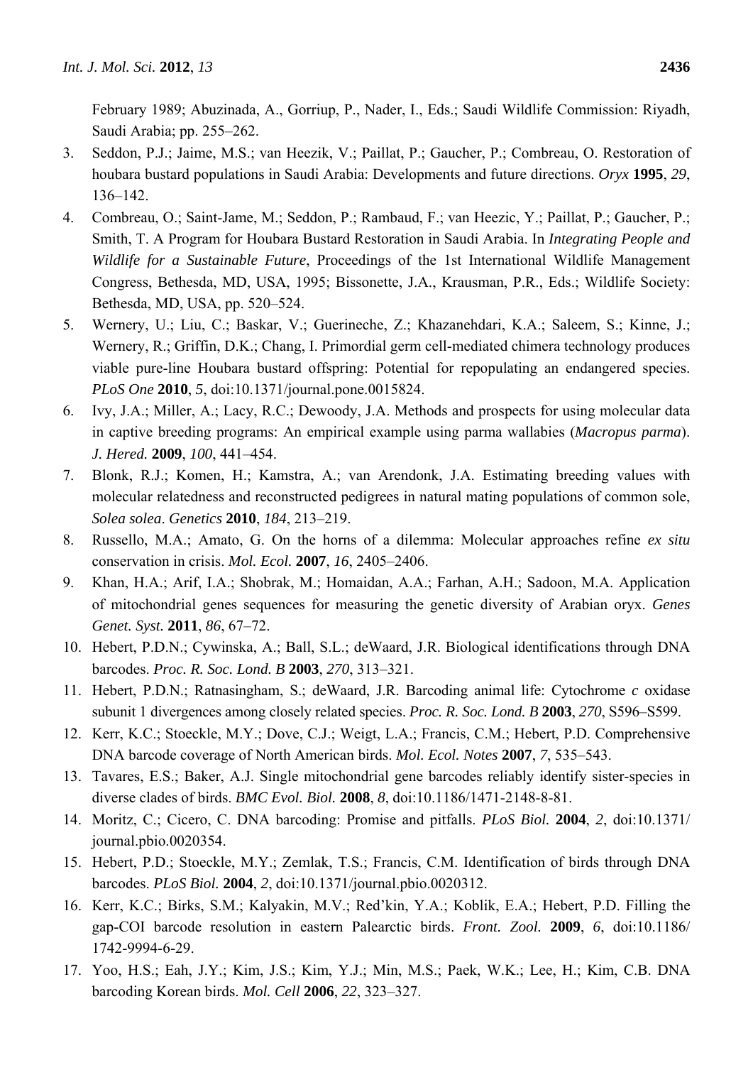February 1989; Abuzinada, A., Gorriup, P., Nader, I., Eds.; Saudi Wildlife Commission: Riyadh, Saudi Arabia; pp. 255–262.

3. Seddon, P.J.; Jaime, M.S.; van Heezik, V.; Paillat, P.; Gaucher, P.; Combreau, O. Restoration of houbara bustard populations in Saudi Arabia: Developments and future directions. *Oryx* **1995**, *29*, 136–142.
4. Combreau, O.; Saint-Jame, M.; Seddon, P.; Rambaud, F.; van Heezic, Y.; Paillat, P.; Gaucher, P.; Smith, T. A Program for Houbara Bustard Restoration in Saudi Arabia. In *Integrating People and Wildlife for a Sustainable Future*, Proceedings of the 1st International Wildlife Management Congress, Bethesda, MD, USA, 1995; Bissonette, J.A., Krausman, P.R., Eds.; Wildlife Society: Bethesda, MD, USA, pp. 520–524.
5. Wernery, U.; Liu, C.; Baskar, V.; Guerineche, Z.; Khazanehdari, K.A.; Saleem, S.; Kinne, J.; Wernery, R.; Griffin, D.K.; Chang, I. Primordial germ cell-mediated chimera technology produces viable pure-line Houbara bustard offspring: Potential for repopulating an endangered species. *PLoS One* **2010**, *5*, doi:10.1371/journal.pone.0015824.
6. Ivy, J.A.; Miller, A.; Lacy, R.C.; Dewoody, J.A. Methods and prospects for using molecular data in captive breeding programs: An empirical example using parma wallabies (*Macropus parma*). *J. Hered.* **2009**, *100*, 441–454.
7. Blonk, R.J.; Komen, H.; Kamstra, A.; van Arendonk, J.A. Estimating breeding values with molecular relatedness and reconstructed pedigrees in natural mating populations of common sole, *Solea solea*. *Genetics* **2010**, *184*, 213–219.
8. Russello, M.A.; Amato, G. On the horns of a dilemma: Molecular approaches refine *ex situ* conservation in crisis. *Mol. Ecol.* **2007**, *16*, 2405–2406.
9. Khan, H.A.; Arif, I.A.; Shobrak, M.; Homaidan, A.A.; Farhan, A.H.; Sadoon, M.A. Application of mitochondrial genes sequences for measuring the genetic diversity of Arabian oryx. *Genes Genet. Syst.* **2011**, *86*, 67–72.
10. Hebert, P.D.N.; Cywinska, A.; Ball, S.L.; deWaard, J.R. Biological identifications through DNA barcodes. *Proc. R. Soc. Lond. B* **2003**, *270*, 313–321.
11. Hebert, P.D.N.; Ratnasingham, S.; deWaard, J.R. Barcoding animal life: Cytochrome *c* oxidase subunit 1 divergences among closely related species. *Proc. R. Soc. Lond. B* **2003**, *270*, S596–S599.
12. Kerr, K.C.; Stoeckle, M.Y.; Dove, C.J.; Weigt, L.A.; Francis, C.M.; Hebert, P.D. Comprehensive DNA barcode coverage of North American birds. *Mol. Ecol. Notes* **2007**, *7*, 535–543.
13. Tavares, E.S.; Baker, A.J. Single mitochondrial gene barcodes reliably identify sister-species in diverse clades of birds. *BMC Evol. Biol.* **2008**, *8*, doi:10.1186/1471-2148-8-81.
14. Moritz, C.; Cicero, C. DNA barcoding: Promise and pitfalls. *PLoS Biol.* **2004**, *2*, doi:10.1371/journal.pbio.0020354.
15. Hebert, P.D.; Stoeckle, M.Y.; Zemlak, T.S.; Francis, C.M. Identification of birds through DNA barcodes. *PLoS Biol.* **2004**, *2*, doi:10.1371/journal.pbio.0020312.
16. Kerr, K.C.; Birks, S.M.; Kalyakin, M.V.; Red'kin, Y.A.; Koblik, E.A.; Hebert, P.D. Filling the gap-COI barcode resolution in eastern Palearctic birds. *Front. Zool.* **2009**, *6*, doi:10.1186/1742-9994-6-29.
17. Yoo, H.S.; Eah, J.Y.; Kim, J.S.; Kim, Y.J.; Min, M.S.; Paek, W.K.; Lee, H.; Kim, C.B. DNA barcoding Korean birds. *Mol. Cell* **2006**, *22*, 323–327.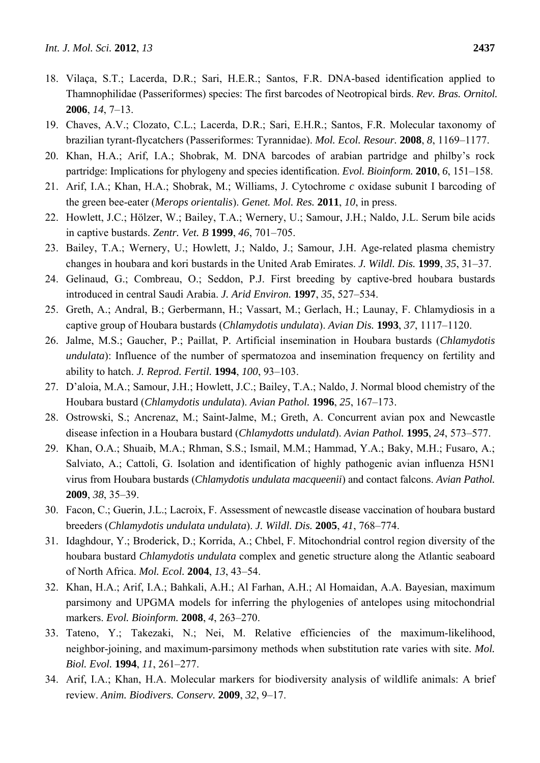18. Vilaça, S.T.; Lacerda, D.R.; Sari, H.E.R.; Santos, F.R. DNA-based identification applied to Thamnophilidae (Passeriformes) species: The first barcodes of Neotropical birds. *Rev. Bras. Ornitol.* **2006**, *14*, 7–13.
19. Chaves, A.V.; Clozato, C.L.; Lacerda, D.R.; Sari, E.H.R.; Santos, F.R. Molecular taxonomy of brazilian tyrant-flycatchers (Passeriformes: Tyrannidae). *Mol. Ecol. Resour.* **2008**, *8*, 1169–1177.
20. Khan, H.A.; Arif, I.A.; Shobrak, M. DNA barcodes of arabian partridge and philby's rock partridge: Implications for phylogeny and species identification. *Evol. Bioinform.* **2010**, *6*, 151–158.
21. Arif, I.A.; Khan, H.A.; Shobrak, M.; Williams, J. Cytochrome *c* oxidase subunit I barcoding of the green bee-eater (*Merops orientalis*). *Genet. Mol. Res.* **2011**, *10*, in press.
22. Howlett, J.C.; Hölzer, W.; Bailey, T.A.; Wernery, U.; Samour, J.H.; Naldo, J.L. Serum bile acids in captive bustards. *Zentr. Vet. B* **1999**, *46*, 701–705.
23. Bailey, T.A.; Wernery, U.; Howlett, J.; Naldo, J.; Samour, J.H. Age-related plasma chemistry changes in houbara and kori bustards in the United Arab Emirates. *J. Wildl. Dis.* **1999**, *35*, 31–37.
24. Gelinaud, G.; Combreau, O.; Seddon, P.J. First breeding by captive-bred houbara bustards introduced in central Saudi Arabia. *J. Arid Environ.* **1997**, *35*, 527–534.
25. Greth, A.; Andral, B.; Gerbermann, H.; Vassart, M.; Gerlach, H.; Launay, F. Chlamydiosis in a captive group of Houbara bustards (*Chlamydotis undulata*). *Avian Dis.* **1993**, *37*, 1117–1120.
26. Jalme, M.S.; Gaucher, P.; Paillat, P. Artificial insemination in Houbara bustards (*Chlamydotis undulata*): Influence of the number of spermatozoa and insemination frequency on fertility and ability to hatch. *J. Reprod. Fertil.* **1994**, *100*, 93–103.
27. D'aloia, M.A.; Samour, J.H.; Howlett, J.C.; Bailey, T.A.; Naldo, J. Normal blood chemistry of the Houbara bustard (*Chlamydotis undulata*). *Avian Pathol.* **1996**, *25*, 167–173.
28. Ostrowski, S.; Ancrenaz, M.; Saint-Jalme, M.; Greth, A. Concurrent avian pox and Newcastle disease infection in a Houbara bustard (*Chlamydotts undulatd*). *Avian Pathol.* **1995**, *24*, 573–577.
29. Khan, O.A.; Shuaib, M.A.; Rhman, S.S.; Ismail, M.M.; Hammad, Y.A.; Baky, M.H.; Fusaro, A.; Salviato, A.; Cattoli, G. Isolation and identification of highly pathogenic avian influenza H5N1 virus from Houbara bustards (*Chlamydotis undulata macqueenii*) and contact falcons. *Avian Pathol.* **2009**, *38*, 35–39.
30. Facon, C.; Guerin, J.L.; Lacroix, F. Assessment of newcastle disease vaccination of houbara bustard breeders (*Chlamydotis undulata undulata*). *J. Wildl. Dis.* **2005**, *41*, 768–774.
31. Idaghdour, Y.; Broderick, D.; Korrida, A.; Chbel, F. Mitochondrial control region diversity of the houbara bustard *Chlamydotis undulata* complex and genetic structure along the Atlantic seaboard of North Africa. *Mol. Ecol.* **2004**, *13*, 43–54.
32. Khan, H.A.; Arif, I.A.; Bahkali, A.H.; Al Farhan, A.H.; Al Homaidan, A.A. Bayesian, maximum parsimony and UPGMA models for inferring the phylogenies of antelopes using mitochondrial markers. *Evol. Bioinform.* **2008**, *4*, 263–270.
33. Tateno, Y.; Takezaki, N.; Nei, M. Relative efficiencies of the maximum-likelihood, neighbor-joining, and maximum-parsimony methods when substitution rate varies with site. *Mol. Biol. Evol.* **1994**, *11*, 261–277.
34. Arif, I.A.; Khan, H.A. Molecular markers for biodiversity analysis of wildlife animals: A brief review. *Anim. Biodivers. Conserv.* **2009**, *32*, 9–17.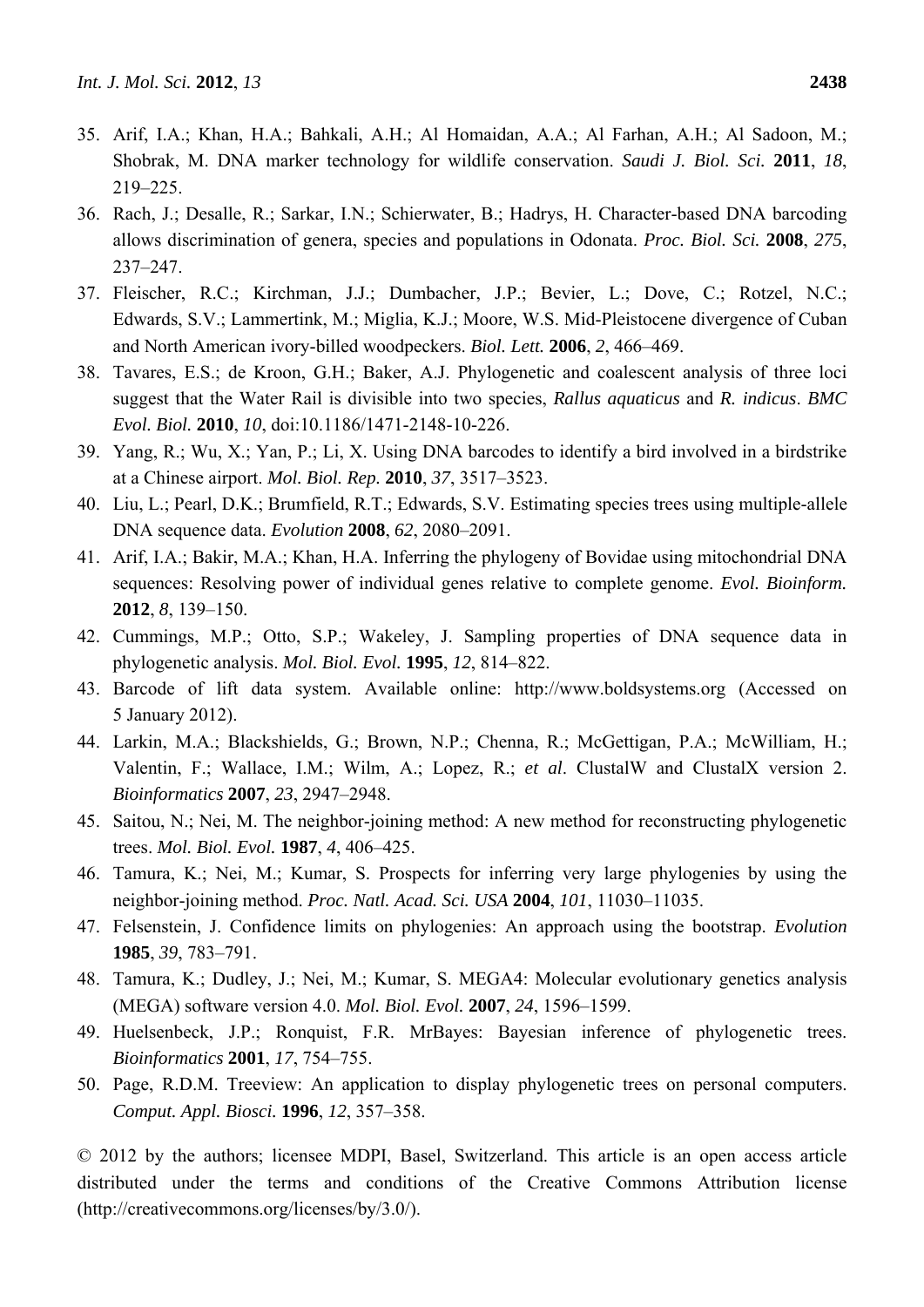35. Arif, I.A.; Khan, H.A.; Bahkali, A.H.; Al Homaidan, A.A.; Al Farhan, A.H.; Al Sadoon, M.; Shobrak, M. DNA marker technology for wildlife conservation. *Saudi J. Biol. Sci.* **2011**, *18*, 219–225.
36. Rach, J.; Desalle, R.; Sarkar, I.N.; Schierwater, B.; Hadrys, H. Character-based DNA barcoding allows discrimination of genera, species and populations in Odonata. *Proc. Biol. Sci.* **2008**, *275*, 237–247.
37. Fleischer, R.C.; Kirchman, J.J.; Dumbacher, J.P.; Bevier, L.; Dove, C.; Rotzel, N.C.; Edwards, S.V.; Lammertink, M.; Miglia, K.J.; Moore, W.S. Mid-Pleistocene divergence of Cuban and North American ivory-billed woodpeckers. *Biol. Lett.* **2006**, *2*, 466–469.
38. Tavares, E.S.; de Kroon, G.H.; Baker, A.J. Phylogenetic and coalescent analysis of three loci suggest that the Water Rail is divisible into two species, *Rallus aquaticus* and *R. indicus*. *BMC Evol. Biol.* **2010**, *10*, doi:10.1186/1471-2148-10-226.
39. Yang, R.; Wu, X.; Yan, P.; Li, X. Using DNA barcodes to identify a bird involved in a birdstrike at a Chinese airport. *Mol. Biol. Rep.* **2010**, *37*, 3517–3523.
40. Liu, L.; Pearl, D.K.; Brumfield, R.T.; Edwards, S.V. Estimating species trees using multiple-allele DNA sequence data. *Evolution* **2008**, *62*, 2080–2091.
41. Arif, I.A.; Bakir, M.A.; Khan, H.A. Inferring the phylogeny of Bovidae using mitochondrial DNA sequences: Resolving power of individual genes relative to complete genome. *Evol. Bioinform.* **2012**, *8*, 139–150.
42. Cummings, M.P.; Otto, S.P.; Wakeley, J. Sampling properties of DNA sequence data in phylogenetic analysis. *Mol. Biol. Evol.* **1995**, *12*, 814–822.
43. Barcode of lift data system. Available online: http://www.boldsystems.org (Accessed on 5 January 2012).
44. Larkin, M.A.; Blackshields, G.; Brown, N.P.; Chenna, R.; McGettigan, P.A.; McWilliam, H.; Valentin, F.; Wallace, I.M.; Wilm, A.; Lopez, R.; *et al*. ClustalW and ClustalX version 2. *Bioinformatics* **2007**, *23*, 2947–2948.
45. Saitou, N.; Nei, M. The neighbor-joining method: A new method for reconstructing phylogenetic trees. *Mol. Biol. Evol.* **1987**, *4*, 406–425.
46. Tamura, K.; Nei, M.; Kumar, S. Prospects for inferring very large phylogenies by using the neighbor-joining method. *Proc. Natl. Acad. Sci. USA* **2004**, *101*, 11030–11035.
47. Felsenstein, J. Confidence limits on phylogenies: An approach using the bootstrap. *Evolution* **1985**, *39*, 783–791.
48. Tamura, K.; Dudley, J.; Nei, M.; Kumar, S. MEGA4: Molecular evolutionary genetics analysis (MEGA) software version 4.0. *Mol. Biol. Evol.* **2007**, *24*, 1596–1599.
49. Huelsenbeck, J.P.; Ronquist, F.R. MrBayes: Bayesian inference of phylogenetic trees. *Bioinformatics* **2001**, *17*, 754–755.
50. Page, R.D.M. Treeview: An application to display phylogenetic trees on personal computers. *Comput. Appl. Biosci.* **1996**, *12*, 357–358.

© 2012 by the authors; licensee MDPI, Basel, Switzerland. This article is an open access article distributed under the terms and conditions of the Creative Commons Attribution license (http://creativecommons.org/licenses/by/3.0/).